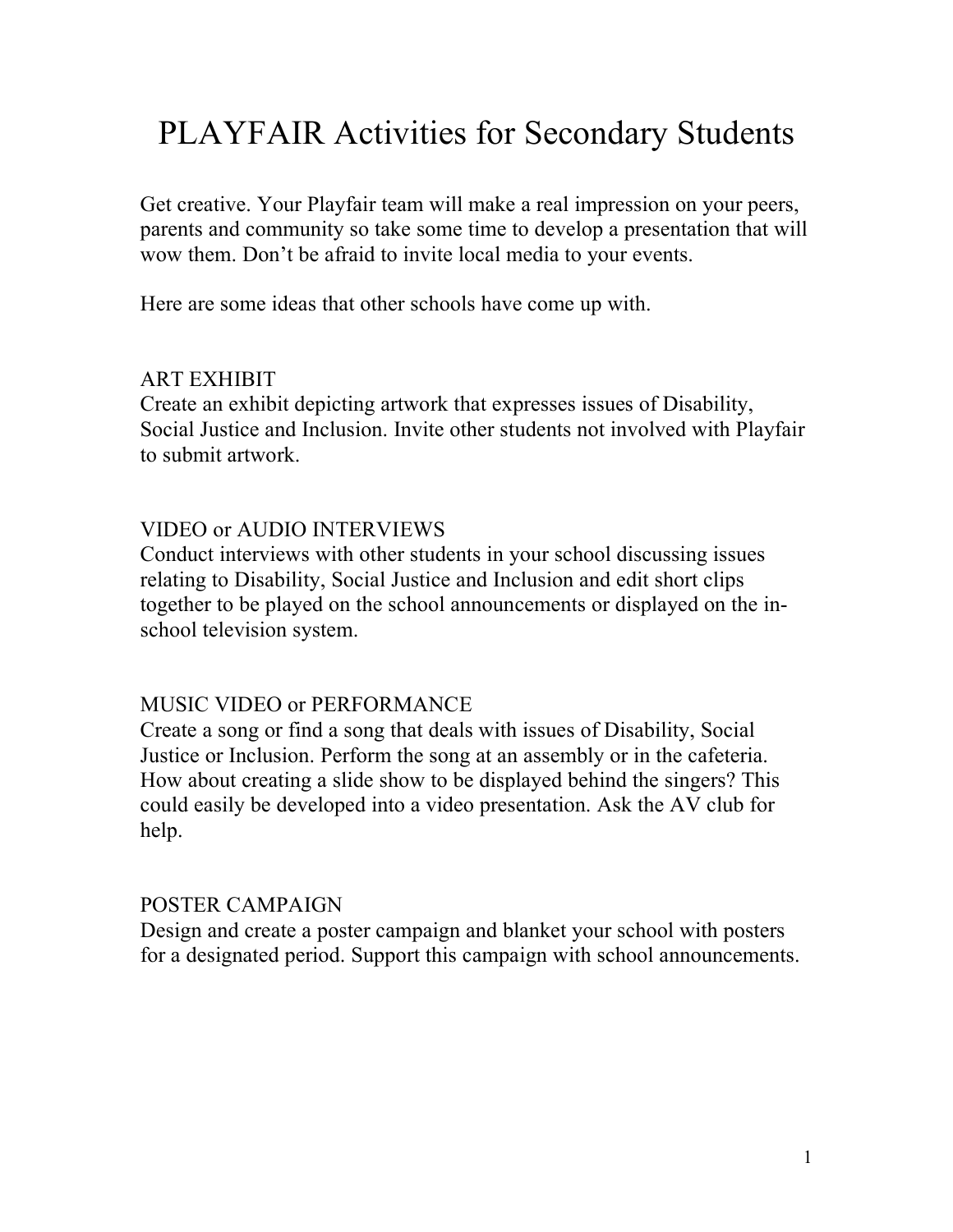# PLAYFAIR Activities for Secondary Students

Get creative. Your Playfair team will make a real impression on your peers, parents and community so take some time to develop a presentation that will wow them. Don't be afraid to invite local media to your events.

Here are some ideas that other schools have come up with.

## ART EXHIBIT

Create an exhibit depicting artwork that expresses issues of Disability, Social Justice and Inclusion. Invite other students not involved with Playfair to submit artwork.

## VIDEO or AUDIO INTERVIEWS

Conduct interviews with other students in your school discussing issues relating to Disability, Social Justice and Inclusion and edit short clips together to be played on the school announcements or displayed on the in-school television system.

## MUSIC VIDEO or PERFORMANCE

Create a song or find a song that deals with issues of Disability, Social Justice or Inclusion. Perform the song at an assembly or in the cafeteria. How about creating a slide show to be displayed behind the singers? This could easily be developed into a video presentation. Ask the AV club for help.

## POSTER CAMPAIGN

Design and create a poster campaign and blanket your school with posters for a designated period. Support this campaign with school announcements.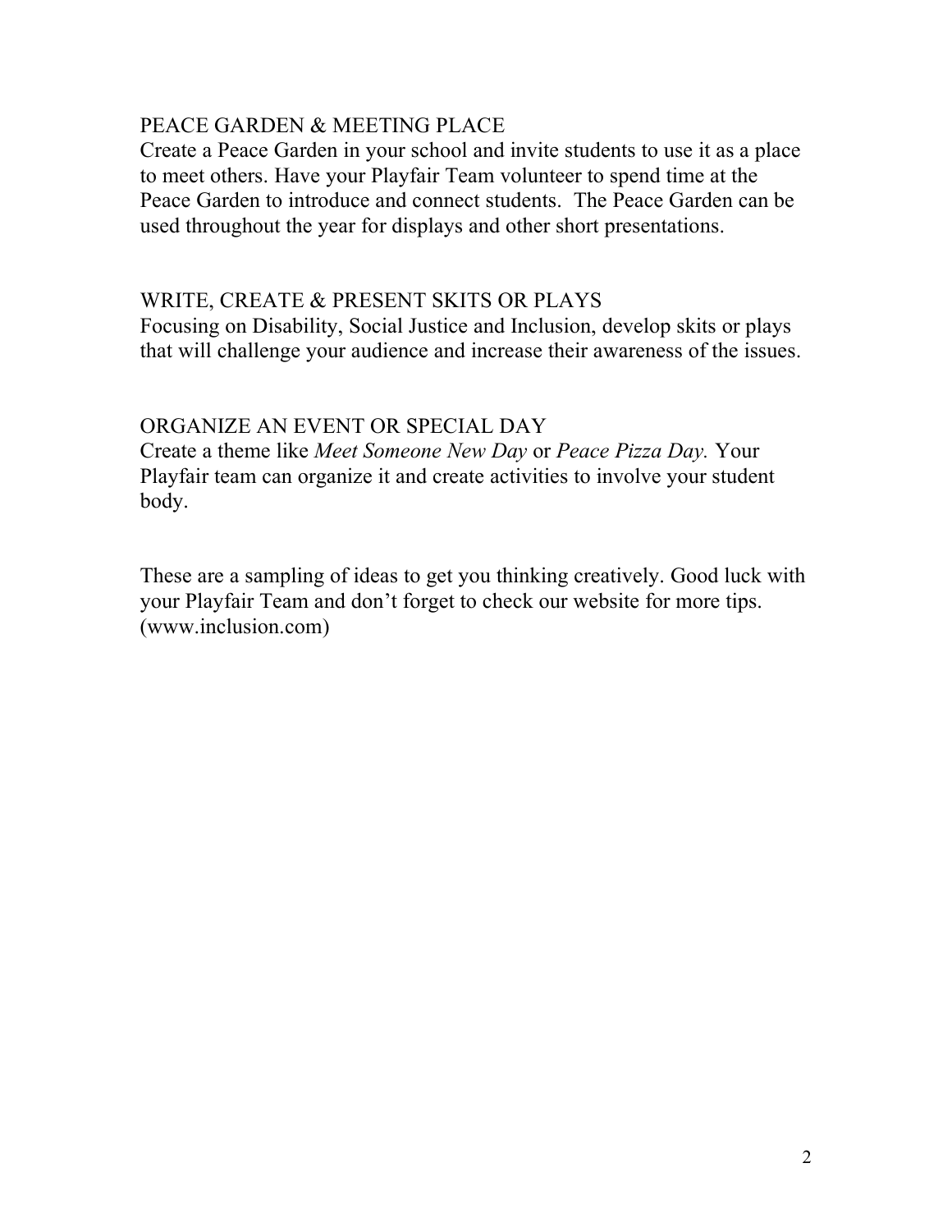## PEACE GARDEN & MEETING PLACE

Create a Peace Garden in your school and invite students to use it as a place to meet others. Have your Playfair Team volunteer to spend time at the Peace Garden to introduce and connect students. The Peace Garden can be used throughout the year for displays and other short presentations.

## WRITE, CREATE & PRESENT SKITS OR PLAYS

Focusing on Disability, Social Justice and Inclusion, develop skits or plays that will challenge your audience and increase their awareness of the issues.

## ORGANIZE AN EVENT OR SPECIAL DAY

Create a theme like *Meet Someone New Day* or *Peace Pizza Day.* Your Playfair team can organize it and create activities to involve your student body.

These are a sampling of ideas to get you thinking creatively. Good luck with your Playfair Team and don't forget to check our website for more tips. (www.inclusion.com)